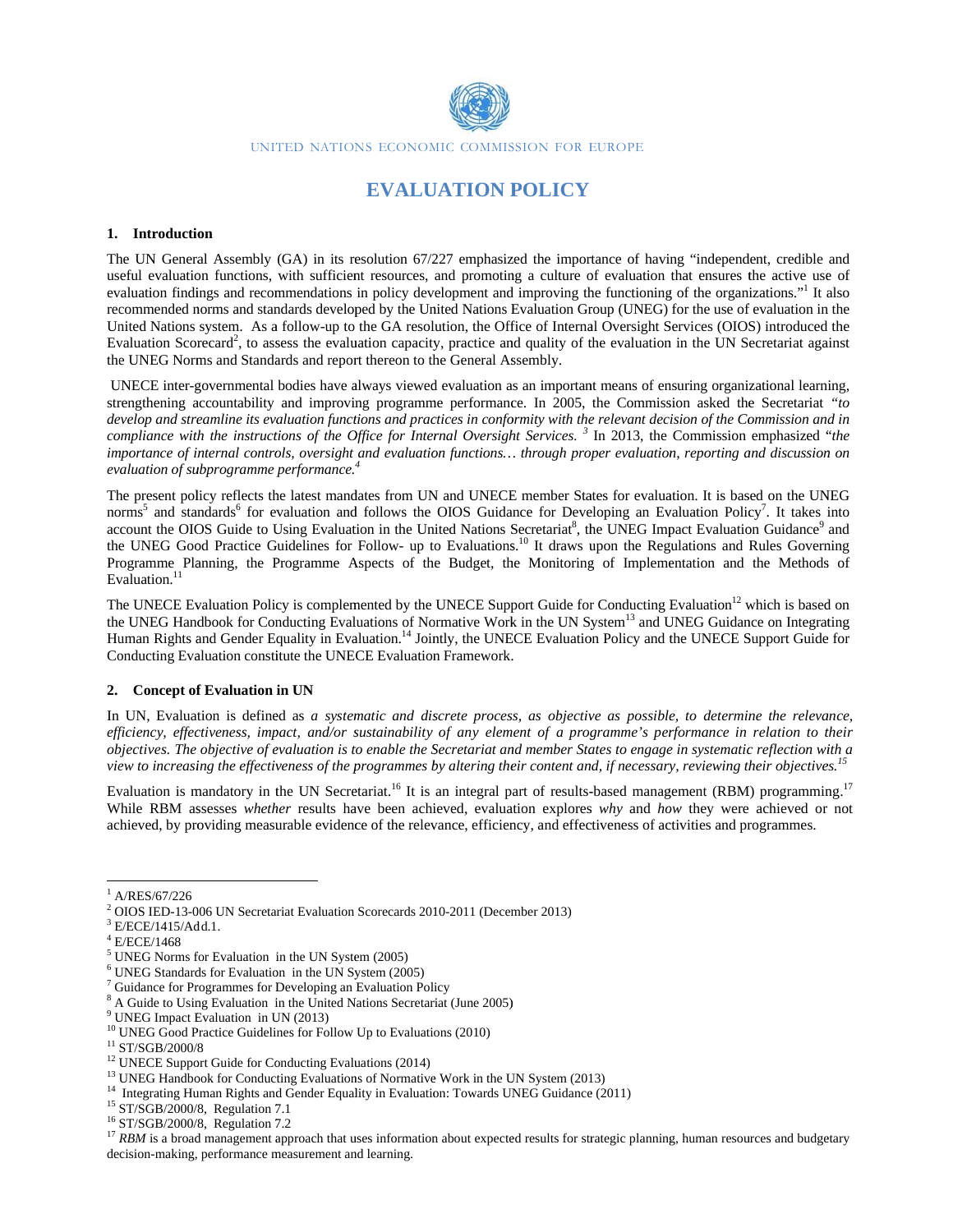UNITED NATIONS ECONOMIC COMMISSION FOR EUROPE

# EVALUATION POLICY

## 1. Introduction

The UN General Assembly (GA) in its resolution 67/227 emphasized the importance of having "independent, credible and useful evaluation functions, with sufficient resources, and promoting a culture of evaluation that ensures the active use of evaluation findings and recommendations in policy development and improving the functioning of the organizations."[1] It also recommended norms and standards developed by the United Nations Evaluation Group (UNEG) for the use of evaluation in the United Nations system. As a follow-up to the GA resolution, the Office of Internal Oversight Services (OIOS) introduced the Evaluation Scorecard[2], to assess the evaluation capacity, practice and quality of the evaluation in the UN Secretariat against the UNEG Norms and Standards and report thereon to the General Assembly.

UNECE inter-governmental bodies have always viewed evaluation as an important means of ensuring organizational learning, strengthening accountability and improving programme performance. In 2005, the Commission asked the Secretariat "*to develop and streamline its evaluation functions and practices in conformity with the relevant decision of the Commission and in compliance with the instructions of the Office for Internal Oversight Services.* [3] In 2013, the Commission emphasized "*the importance of internal controls, oversight and evaluation functions… through proper evaluation, reporting and discussion on evaluation of subprogramme performance.*[4]

The present policy reflects the latest mandates from UN and UNECE member States for evaluation. It is based on the UNEG norms[5] and standards[6] for evaluation and follows the OIOS Guidance for Developing an Evaluation Policy[7]. It takes into account the OIOS Guide to Using Evaluation in the United Nations Secretariat[8], the UNEG Impact Evaluation Guidance[9] and the UNEG Good Practice Guidelines for Follow- up to Evaluations.[10] It draws upon the Regulations and Rules Governing Programme Planning, the Programme Aspects of the Budget, the Monitoring of Implementation and the Methods of Evaluation.[11]

The UNECE Evaluation Policy is complemented by the UNECE Support Guide for Conducting Evaluation[12] which is based on the UNEG Handbook for Conducting Evaluations of Normative Work in the UN System[13] and UNEG Guidance on Integrating Human Rights and Gender Equality in Evaluation.[14] Jointly, the UNECE Evaluation Policy and the UNECE Support Guide for Conducting Evaluation constitute the UNECE Evaluation Framework.

## 2. Concept of Evaluation in UN

In UN, Evaluation is defined as *a systematic and discrete process, as objective as possible, to determine the relevance, efficiency, effectiveness, impact, and/or sustainability of any element of a programme's performance in relation to their objectives. The objective of evaluation is to enable the Secretariat and member States to engage in systematic reflection with a view to increasing the effectiveness of the programmes by altering their content and, if necessary, reviewing their objectives.*[15]

Evaluation is mandatory in the UN Secretariat.[16] It is an integral part of results-based management (RBM) programming.[17] While RBM assesses *whether* results have been achieved, evaluation explores *why* and *how* they were achieved or not achieved, by providing measurable evidence of the relevance, efficiency, and effectiveness of activities and programmes.

---

[1] A/RES/67/226
[2] OIOS IED-13-006 UN Secretariat Evaluation Scorecards 2010-2011 (December 2013)
[3] E/ECE/1415/Add.1.
[4] E/ECE/1468
[5] UNEG Norms for Evaluation in the UN System (2005)
[6] UNEG Standards for Evaluation in the UN System (2005)
[7] Guidance for Programmes for Developing an Evaluation Policy
[8] A Guide to Using Evaluation in the United Nations Secretariat (June 2005)
[9] UNEG Impact Evaluation in UN (2013)
[10] UNEG Good Practice Guidelines for Follow Up to Evaluations (2010)
[11] ST/SGB/2000/8
[12] UNECE Support Guide for Conducting Evaluations (2014)
[13] UNEG Handbook for Conducting Evaluations of Normative Work in the UN System (2013)
[14] Integrating Human Rights and Gender Equality in Evaluation: Towards UNEG Guidance (2011)
[15] ST/SGB/2000/8, Regulation 7.1
[16] ST/SGB/2000/8, Regulation 7.2
[17] *RBM* is a broad management approach that uses information about expected results for strategic planning, human resources and budgetary decision-making, performance measurement and learning.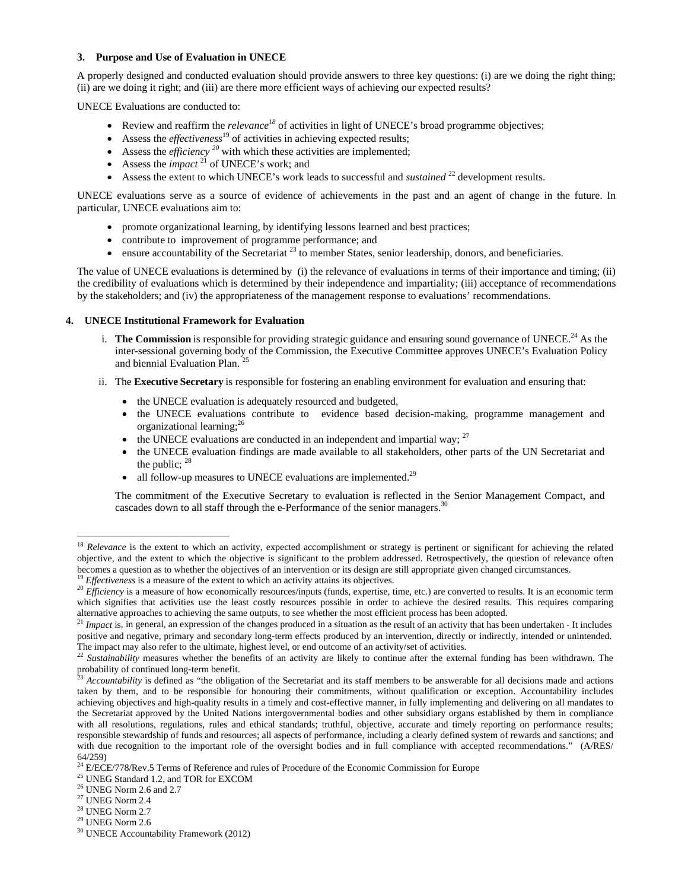### 3. Purpose and Use of Evaluation in UNECE

A properly designed and conducted evaluation should provide answers to three key questions: (i) are we doing the right thing; (ii) are we doing it right; and (iii) are there more efficient ways of achieving our expected results?

UNECE Evaluations are conducted to:

- Review and reaffirm the *relevance*[18] of activities in light of UNECE's broad programme objectives;
- Assess the *effectiveness*[19] of activities in achieving expected results;
- Assess the *efficiency*[20] with which these activities are implemented;
- Assess the *impact*[21] of UNECE's work; and
- Assess the extent to which UNECE's work leads to successful and *sustained*[22] development results.

UNECE evaluations serve as a source of evidence of achievements in the past and an agent of change in the future. In particular, UNECE evaluations aim to:

- promote organizational learning, by identifying lessons learned and best practices;
- contribute to improvement of programme performance; and
- ensure accountability of the Secretariat[23] to member States, senior leadership, donors, and beneficiaries.

The value of UNECE evaluations is determined by (i) the relevance of evaluations in terms of their importance and timing; (ii) the credibility of evaluations which is determined by their independence and impartiality; (iii) acceptance of recommendations by the stakeholders; and (iv) the appropriateness of the management response to evaluations' recommendations.

### 4. UNECE Institutional Framework for Evaluation

i. **The Commission** is responsible for providing strategic guidance and ensuring sound governance of UNECE.[24] As the inter-sessional governing body of the Commission, the Executive Committee approves UNECE's Evaluation Policy and biennial Evaluation Plan.[25]

ii. The **Executive Secretary** is responsible for fostering an enabling environment for evaluation and ensuring that:

- the UNECE evaluation is adequately resourced and budgeted,
- the UNECE evaluations contribute to evidence based decision-making, programme management and organizational learning;[26]
- the UNECE evaluations are conducted in an independent and impartial way;[27]
- the UNECE evaluation findings are made available to all stakeholders, other parts of the UN Secretariat and the public;[28]
- all follow-up measures to UNECE evaluations are implemented.[29]

The commitment of the Executive Secretary to evaluation is reflected in the Senior Management Compact, and cascades down to all staff through the e-Performance of the senior managers.[30]

---

[18] *Relevance* is the extent to which an activity, expected accomplishment or strategy is pertinent or significant for achieving the related objective, and the extent to which the objective is significant to the problem addressed. Retrospectively, the question of relevance often becomes a question as to whether the objectives of an intervention or its design are still appropriate given changed circumstances.

[19] *Effectiveness* is a measure of the extent to which an activity attains its objectives.

[20] *Efficiency* is a measure of how economically resources/inputs (funds, expertise, time, etc.) are converted to results. It is an economic term which signifies that activities use the least costly resources possible in order to achieve the desired results. This requires comparing alternative approaches to achieving the same outputs, to see whether the most efficient process has been adopted.

[21] *Impact* is, in general, an expression of the changes produced in a situation as the result of an activity that has been undertaken - It includes positive and negative, primary and secondary long-term effects produced by an intervention, directly or indirectly, intended or unintended. The impact may also refer to the ultimate, highest level, or end outcome of an activity/set of activities.

[22] *Sustainability* measures whether the benefits of an activity are likely to continue after the external funding has been withdrawn. The probability of continued long-term benefit.

[23] *Accountability* is defined as "the obligation of the Secretariat and its staff members to be answerable for all decisions made and actions taken by them, and to be responsible for honouring their commitments, without qualification or exception. Accountability includes achieving objectives and high-quality results in a timely and cost-effective manner, in fully implementing and delivering on all mandates to the Secretariat approved by the United Nations intergovernmental bodies and other subsidiary organs established by them in compliance with all resolutions, regulations, rules and ethical standards; truthful, objective, accurate and timely reporting on performance results; responsible stewardship of funds and resources; all aspects of performance, including a clearly defined system of rewards and sanctions; and with due recognition to the important role of the oversight bodies and in full compliance with accepted recommendations." (A/RES/ 64/259)

[24] E/ECE/778/Rev.5 Terms of Reference and rules of Procedure of the Economic Commission for Europe

[25] UNEG Standard 1.2, and TOR for EXCOM

[26] UNEG Norm 2.6 and 2.7

[27] UNEG Norm 2.4

[28] UNEG Norm 2.7

[29] UNEG Norm 2.6

[30] UNECE Accountability Framework (2012)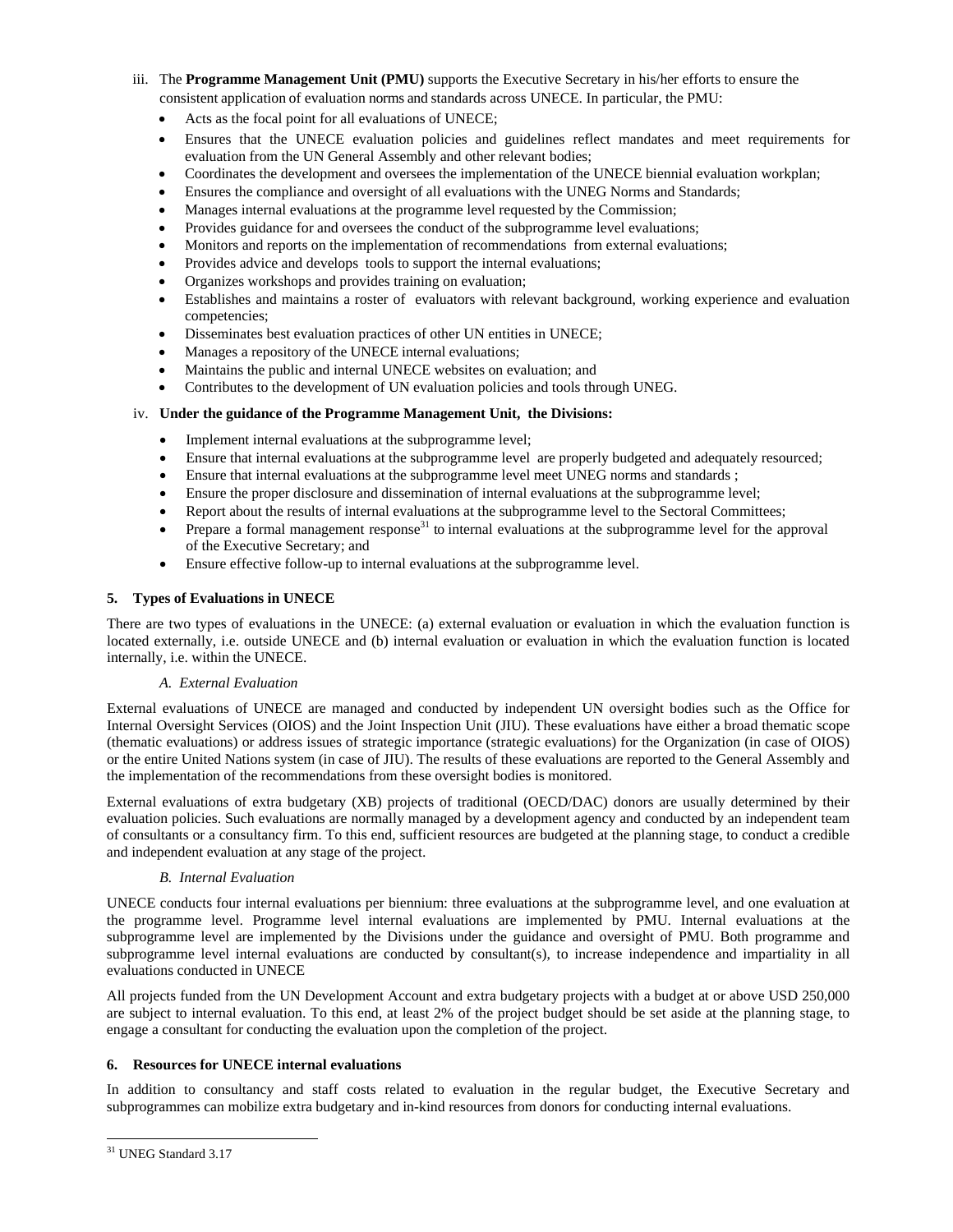iii. The **Programme Management Unit (PMU)** supports the Executive Secretary in his/her efforts to ensure the consistent application of evaluation norms and standards across UNECE. In particular, the PMU:

- Acts as the focal point for all evaluations of UNECE;
- Ensures that the UNECE evaluation policies and guidelines reflect mandates and meet requirements for evaluation from the UN General Assembly and other relevant bodies;
- Coordinates the development and oversees the implementation of the UNECE biennial evaluation workplan;
- Ensures the compliance and oversight of all evaluations with the UNEG Norms and Standards;
- Manages internal evaluations at the programme level requested by the Commission;
- Provides guidance for and oversees the conduct of the subprogramme level evaluations;
- Monitors and reports on the implementation of recommendations from external evaluations;
- Provides advice and develops tools to support the internal evaluations;
- Organizes workshops and provides training on evaluation;
- Establishes and maintains a roster of evaluators with relevant background, working experience and evaluation competencies;
- Disseminates best evaluation practices of other UN entities in UNECE;
- Manages a repository of the UNECE internal evaluations;
- Maintains the public and internal UNECE websites on evaluation; and
- Contributes to the development of UN evaluation policies and tools through UNEG.

iv. **Under the guidance of the Programme Management Unit, the Divisions:**

- Implement internal evaluations at the subprogramme level;
- Ensure that internal evaluations at the subprogramme level are properly budgeted and adequately resourced;
- Ensure that internal evaluations at the subprogramme level meet UNEG norms and standards ;
- Ensure the proper disclosure and dissemination of internal evaluations at the subprogramme level;
- Report about the results of internal evaluations at the subprogramme level to the Sectoral Committees;
- Prepare a formal management response[31] to internal evaluations at the subprogramme level for the approval of the Executive Secretary; and
- Ensure effective follow-up to internal evaluations at the subprogramme level.

## 5. Types of Evaluations in UNECE

There are two types of evaluations in the UNECE: (a) external evaluation or evaluation in which the evaluation function is located externally, i.e. outside UNECE and (b) internal evaluation or evaluation in which the evaluation function is located internally, i.e. within the UNECE.

### *A. External Evaluation*

External evaluations of UNECE are managed and conducted by independent UN oversight bodies such as the Office for Internal Oversight Services (OIOS) and the Joint Inspection Unit (JIU). These evaluations have either a broad thematic scope (thematic evaluations) or address issues of strategic importance (strategic evaluations) for the Organization (in case of OIOS) or the entire United Nations system (in case of JIU). The results of these evaluations are reported to the General Assembly and the implementation of the recommendations from these oversight bodies is monitored.

External evaluations of extra budgetary (XB) projects of traditional (OECD/DAC) donors are usually determined by their evaluation policies. Such evaluations are normally managed by a development agency and conducted by an independent team of consultants or a consultancy firm. To this end, sufficient resources are budgeted at the planning stage, to conduct a credible and independent evaluation at any stage of the project.

### *B. Internal Evaluation*

UNECE conducts four internal evaluations per biennium: three evaluations at the subprogramme level, and one evaluation at the programme level. Programme level internal evaluations are implemented by PMU. Internal evaluations at the subprogramme level are implemented by the Divisions under the guidance and oversight of PMU. Both programme and subprogramme level internal evaluations are conducted by consultant(s), to increase independence and impartiality in all evaluations conducted in UNECE

All projects funded from the UN Development Account and extra budgetary projects with a budget at or above USD 250,000 are subject to internal evaluation. To this end, at least 2% of the project budget should be set aside at the planning stage, to engage a consultant for conducting the evaluation upon the completion of the project.

## 6. Resources for UNECE internal evaluations

In addition to consultancy and staff costs related to evaluation in the regular budget, the Executive Secretary and subprogrammes can mobilize extra budgetary and in-kind resources from donors for conducting internal evaluations.

---

[31] UNEG Standard 3.17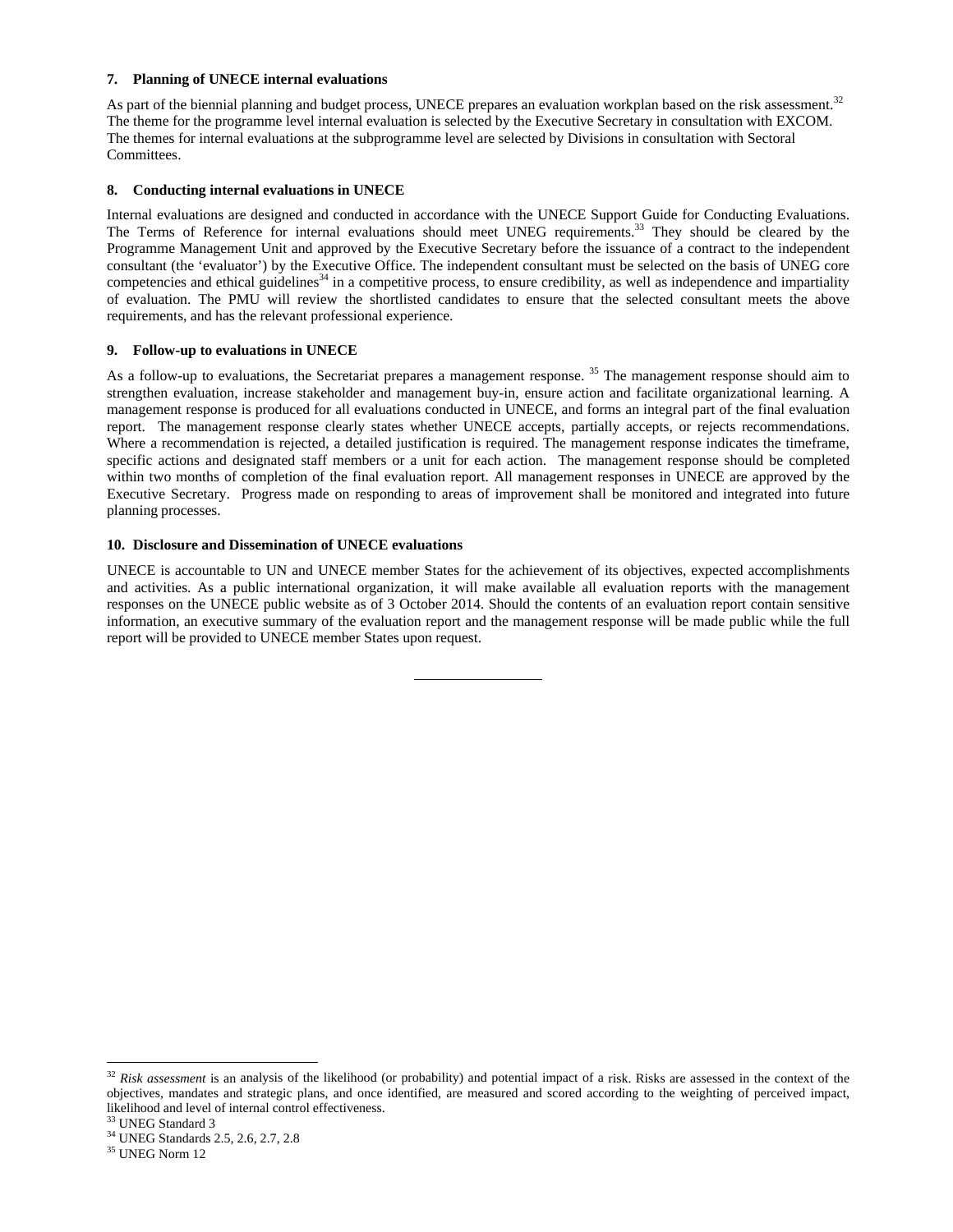**7. Planning of UNECE internal evaluations**

As part of the biennial planning and budget process, UNECE prepares an evaluation workplan based on the risk assessment.[32] The theme for the programme level internal evaluation is selected by the Executive Secretary in consultation with EXCOM. The themes for internal evaluations at the subprogramme level are selected by Divisions in consultation with Sectoral Committees.

**8. Conducting internal evaluations in UNECE**

Internal evaluations are designed and conducted in accordance with the UNECE Support Guide for Conducting Evaluations. The Terms of Reference for internal evaluations should meet UNEG requirements.[33] They should be cleared by the Programme Management Unit and approved by the Executive Secretary before the issuance of a contract to the independent consultant (the 'evaluator') by the Executive Office. The independent consultant must be selected on the basis of UNEG core competencies and ethical guidelines[34] in a competitive process, to ensure credibility, as well as independence and impartiality of evaluation. The PMU will review the shortlisted candidates to ensure that the selected consultant meets the above requirements, and has the relevant professional experience.

**9. Follow-up to evaluations in UNECE**

As a follow-up to evaluations, the Secretariat prepares a management response. [35] The management response should aim to strengthen evaluation, increase stakeholder and management buy-in, ensure action and facilitate organizational learning. A management response is produced for all evaluations conducted in UNECE, and forms an integral part of the final evaluation report. The management response clearly states whether UNECE accepts, partially accepts, or rejects recommendations. Where a recommendation is rejected, a detailed justification is required. The management response indicates the timeframe, specific actions and designated staff members or a unit for each action. The management response should be completed within two months of completion of the final evaluation report. All management responses in UNECE are approved by the Executive Secretary. Progress made on responding to areas of improvement shall be monitored and integrated into future planning processes.

**10. Disclosure and Dissemination of UNECE evaluations**

UNECE is accountable to UN and UNECE member States for the achievement of its objectives, expected accomplishments and activities. As a public international organization, it will make available all evaluation reports with the management responses on the UNECE public website as of 3 October 2014. Should the contents of an evaluation report contain sensitive information, an executive summary of the evaluation report and the management response will be made public while the full report will be provided to UNECE member States upon request.

---

[32] *Risk assessment* is an analysis of the likelihood (or probability) and potential impact of a risk. Risks are assessed in the context of the objectives, mandates and strategic plans, and once identified, are measured and scored according to the weighting of perceived impact, likelihood and level of internal control effectiveness.

[33] UNEG Standard 3

[34] UNEG Standards 2.5, 2.6, 2.7, 2.8

[35] UNEG Norm 12